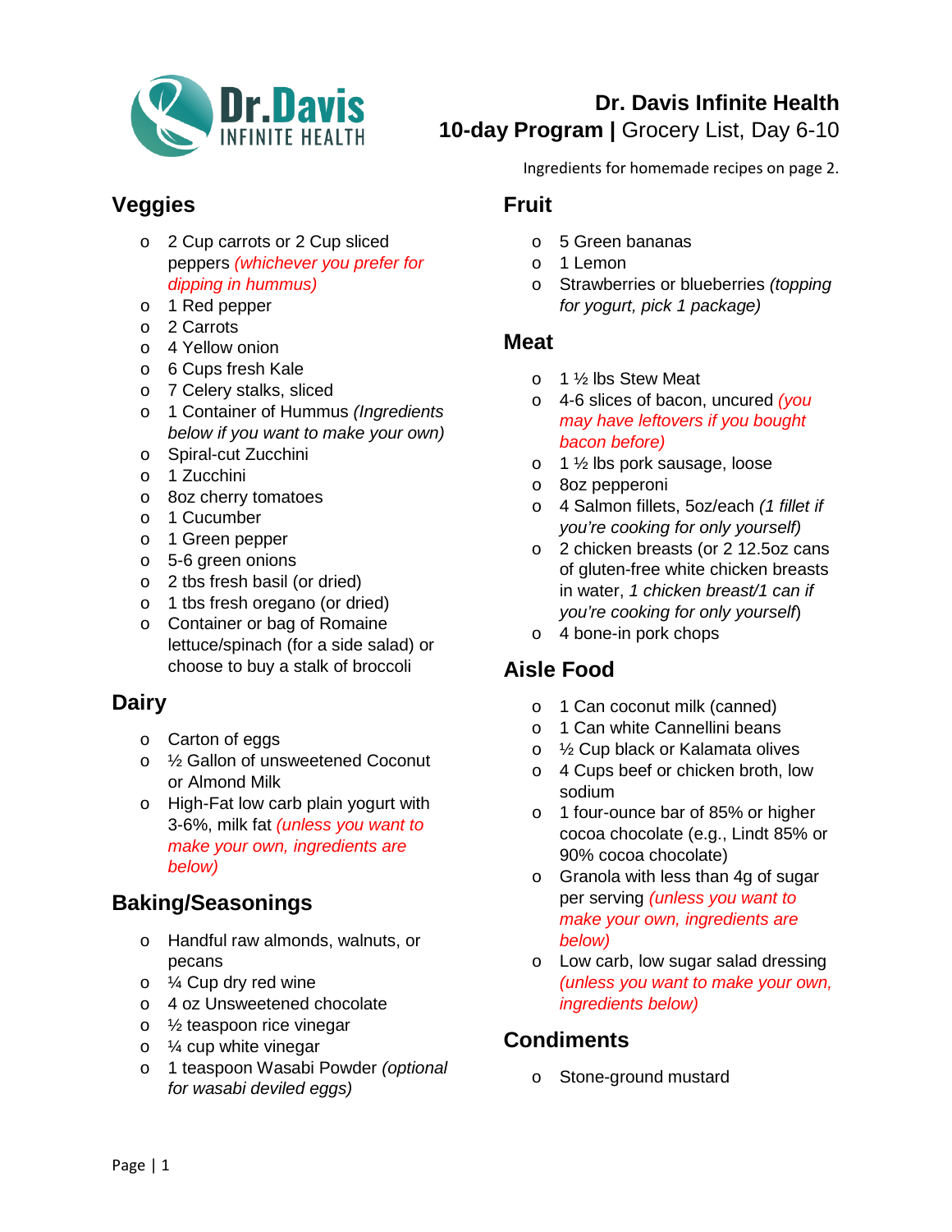# Dr. Davis Infinite Health

## 10-day Program | Grocery List, Day 6-10

Ingredients for homemade recipes on page 2.

## Veggies

- 2 Cup carrots or 2 Cup sliced peppers *(whichever you prefer for dipping in hummus)*
- 1 Red pepper
- 2 Carrots
- 4 Yellow onion
- 6 Cups fresh Kale
- 7 Celery stalks, sliced
- 1 Container of Hummus *(Ingredients below if you want to make your own)*
- Spiral-cut Zucchini
- 1 Zucchini
- 8oz cherry tomatoes
- 1 Cucumber
- 1 Green pepper
- 5-6 green onions
- 2 tbs fresh basil (or dried)
- 1 tbs fresh oregano (or dried)
- Container or bag of Romaine lettuce/spinach (for a side salad) or choose to buy a stalk of broccoli

## Dairy

- Carton of eggs
- ½ Gallon of unsweetened Coconut or Almond Milk
- High-Fat low carb plain yogurt with 3-6%, milk fat *(unless you want to make your own, ingredients are below)*

## Baking/Seasonings

- Handful raw almonds, walnuts, or pecans
- ¼ Cup dry red wine
- 4 oz Unsweetened chocolate
- ½ teaspoon rice vinegar
- ¼ cup white vinegar
- 1 teaspoon Wasabi Powder *(optional for wasabi deviled eggs)*

## Fruit

- 5 Green bananas
- 1 Lemon
- Strawberries or blueberries *(topping for yogurt, pick 1 package)*

## Meat

- 1 ½ lbs Stew Meat
- 4-6 slices of bacon, uncured *(you may have leftovers if you bought bacon before)*
- 1 ½ lbs pork sausage, loose
- 8oz pepperoni
- 4 Salmon fillets, 5oz/each *(1 fillet if you're cooking for only yourself)*
- 2 chicken breasts (or 2 12.5oz cans of gluten-free white chicken breasts in water, *1 chicken breast/1 can if you're cooking for only yourself*)
- 4 bone-in pork chops

## Aisle Food

- 1 Can coconut milk (canned)
- 1 Can white Cannellini beans
- ½ Cup black or Kalamata olives
- 4 Cups beef or chicken broth, low sodium
- 1 four-ounce bar of 85% or higher cocoa chocolate (e.g., Lindt 85% or 90% cocoa chocolate)
- Granola with less than 4g of sugar per serving *(unless you want to make your own, ingredients are below)*
- Low carb, low sugar salad dressing *(unless you want to make your own, ingredients below)*

## Condiments

- Stone-ground mustard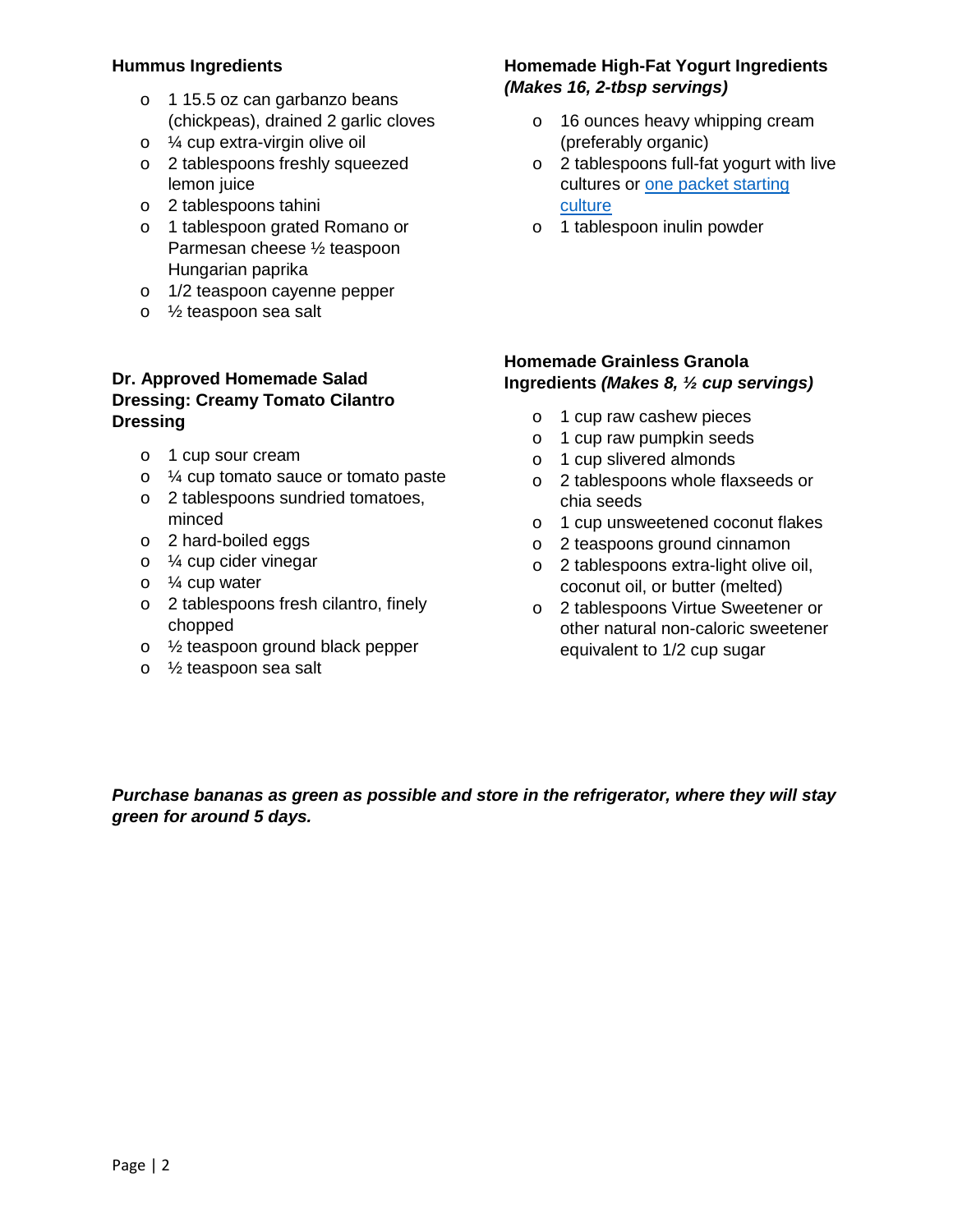**Hummus Ingredients**

- 1 15.5 oz can garbanzo beans (chickpeas), drained 2 garlic cloves
- ¼ cup extra-virgin olive oil
- 2 tablespoons freshly squeezed lemon juice
- 2 tablespoons tahini
- 1 tablespoon grated Romano or Parmesan cheese ½ teaspoon Hungarian paprika
- 1/2 teaspoon cayenne pepper
- ½ teaspoon sea salt

**Dr. Approved Homemade Salad Dressing: Creamy Tomato Cilantro Dressing**

- 1 cup sour cream
- ¼ cup tomato sauce or tomato paste
- 2 tablespoons sundried tomatoes, minced
- 2 hard-boiled eggs
- ¼ cup cider vinegar
- ¼ cup water
- 2 tablespoons fresh cilantro, finely chopped
- ½ teaspoon ground black pepper
- ½ teaspoon sea salt

**Homemade High-Fat Yogurt Ingredients *(Makes 16, 2-tbsp servings)***

- 16 ounces heavy whipping cream (preferably organic)
- 2 tablespoons full-fat yogurt with live cultures or one packet starting culture
- 1 tablespoon inulin powder

**Homemade Grainless Granola Ingredients *(Makes 8, ½ cup servings)***

- 1 cup raw cashew pieces
- 1 cup raw pumpkin seeds
- 1 cup slivered almonds
- 2 tablespoons whole flaxseeds or chia seeds
- 1 cup unsweetened coconut flakes
- 2 teaspoons ground cinnamon
- 2 tablespoons extra-light olive oil, coconut oil, or butter (melted)
- 2 tablespoons Virtue Sweetener or other natural non-caloric sweetener equivalent to 1/2 cup sugar

***Purchase bananas as green as possible and store in the refrigerator, where they will stay green for around 5 days.***